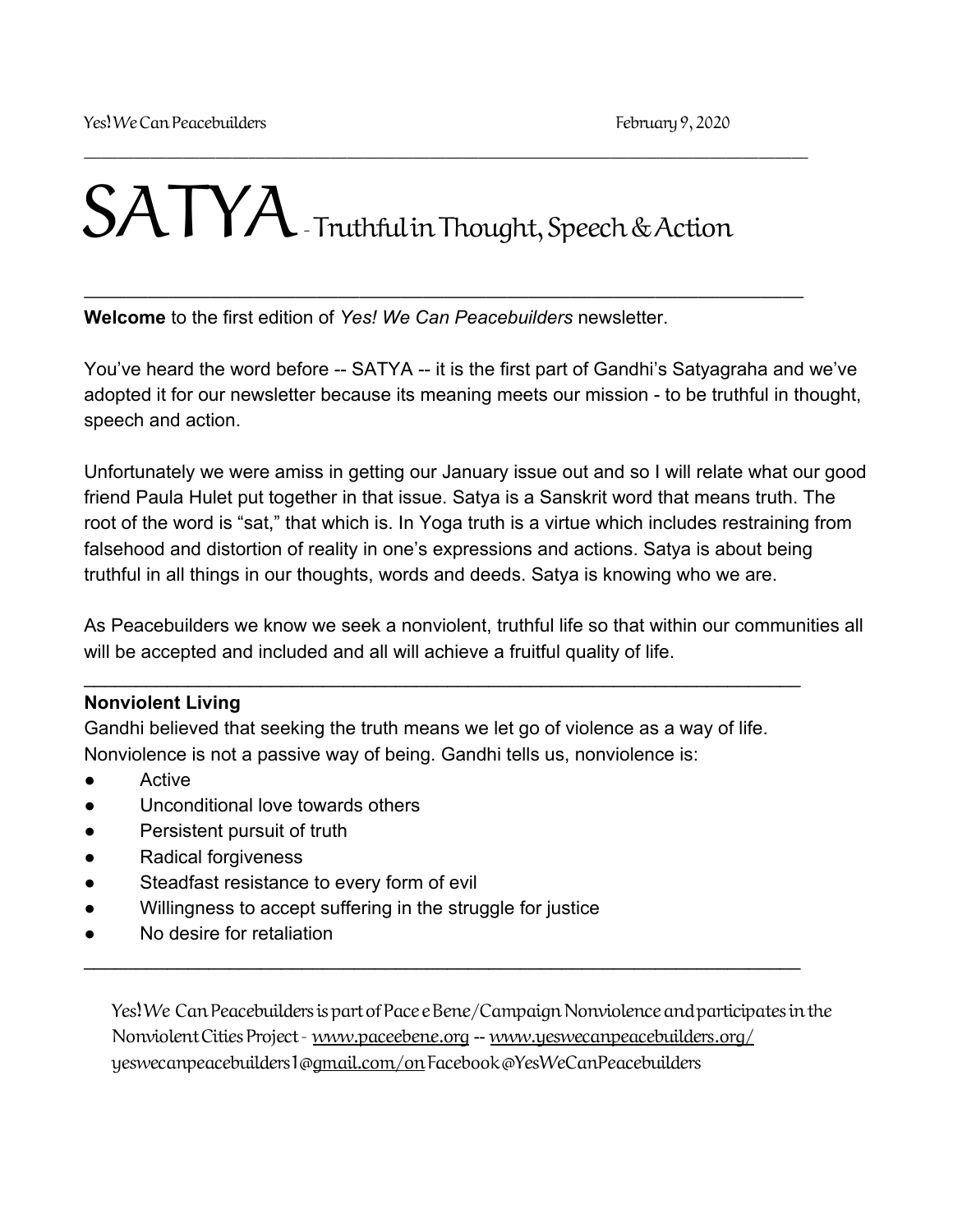Yes! We Can Peacebuilders February 9, 2020

---

# SATYA - Truthful in Thought, Speech & Action

---

**Welcome** to the first edition of *Yes! We Can Peacebuilders* newsletter.

You've heard the word before -- SATYA -- it is the first part of Gandhi's Satyagraha and we've adopted it for our newsletter because its meaning meets our mission - to be truthful in thought, speech and action.

Unfortunately we were amiss in getting our January issue out and so I will relate what our good friend Paula Hulet put together in that issue. Satya is a Sanskrit word that means truth. The root of the word is "sat," that which is. In Yoga truth is a virtue which includes restraining from falsehood and distortion of reality in one's expressions and actions. Satya is about being truthful in all things in our thoughts, words and deeds. Satya is knowing who we are.

As Peacebuilders we know we seek a nonviolent, truthful life so that within our communities all will be accepted and included and all will achieve a fruitful quality of life.

---

**Nonviolent Living**

Gandhi believed that seeking the truth means we let go of violence as a way of life. Nonviolence is not a passive way of being. Gandhi tells us, nonviolence is:

- Active
- Unconditional love towards others
- Persistent pursuit of truth
- Radical forgiveness
- Steadfast resistance to every form of evil
- Willingness to accept suffering in the struggle for justice
- No desire for retaliation

---

Yes! We Can Peacebuilders is part of Pace e Bene/Campaign Nonviolence and participates in the Nonviolent Cities Project - www.paceebene.org -- www.yeswecanpeacebuilders.org/ yeswecanpeacebuilders1@gmail.com/on Facebook @YesWeCanPeacebuilders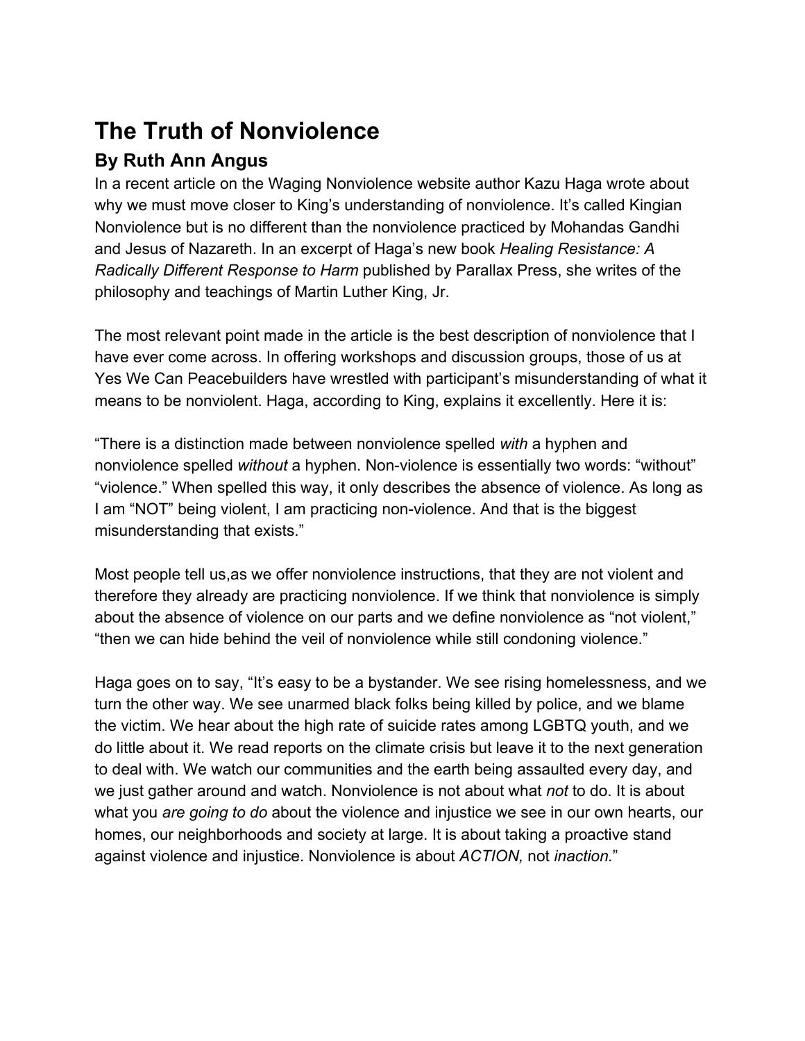# The Truth of Nonviolence

## By Ruth Ann Angus

In a recent article on the Waging Nonviolence website author Kazu Haga wrote about why we must move closer to King's understanding of nonviolence. It's called Kingian Nonviolence but is no different than the nonviolence practiced by Mohandas Gandhi and Jesus of Nazareth. In an excerpt of Haga's new book *Healing Resistance: A Radically Different Response to Harm* published by Parallax Press, she writes of the philosophy and teachings of Martin Luther King, Jr.

The most relevant point made in the article is the best description of nonviolence that I have ever come across. In offering workshops and discussion groups, those of us at Yes We Can Peacebuilders have wrestled with participant's misunderstanding of what it means to be nonviolent. Haga, according to King, explains it excellently. Here it is:

"There is a distinction made between nonviolence spelled *with* a hyphen and nonviolence spelled *without* a hyphen. Non-violence is essentially two words: "without" "violence." When spelled this way, it only describes the absence of violence. As long as I am "NOT" being violent, I am practicing non-violence. And that is the biggest misunderstanding that exists."

Most people tell us,as we offer nonviolence instructions, that they are not violent and therefore they already are practicing nonviolence. If we think that nonviolence is simply about the absence of violence on our parts and we define nonviolence as "not violent," "then we can hide behind the veil of nonviolence while still condoning violence."

Haga goes on to say, "It's easy to be a bystander. We see rising homelessness, and we turn the other way. We see unarmed black folks being killed by police, and we blame the victim. We hear about the high rate of suicide rates among LGBTQ youth, and we do little about it. We read reports on the climate crisis but leave it to the next generation to deal with. We watch our communities and the earth being assaulted every day, and we just gather around and watch. Nonviolence is not about what *not* to do. It is about what you *are going to do* about the violence and injustice we see in our own hearts, our homes, our neighborhoods and society at large. It is about taking a proactive stand against violence and injustice. Nonviolence is about *ACTION,* not *inaction.*"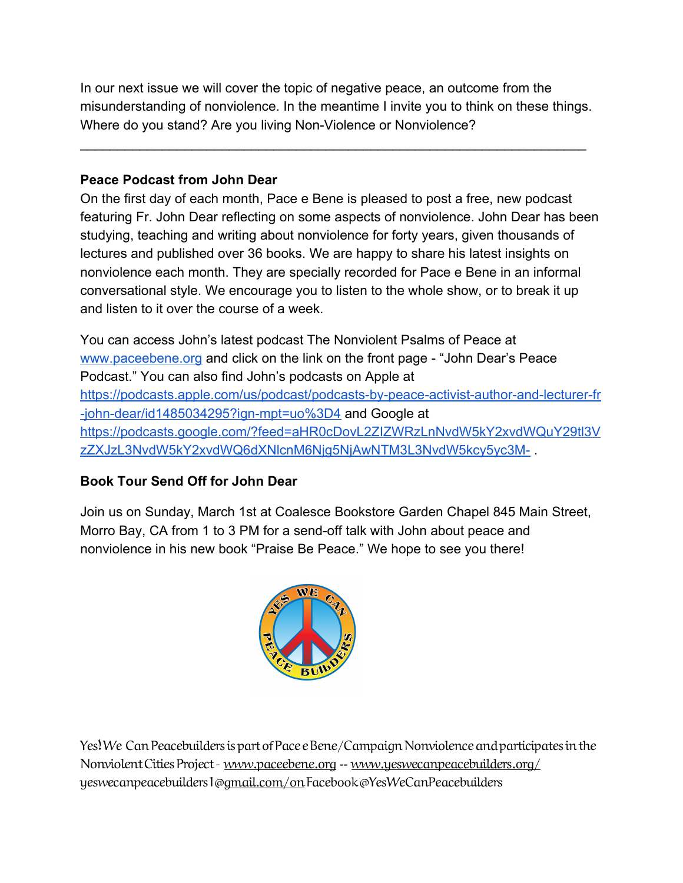In our next issue we will cover the topic of negative peace, an outcome from the misunderstanding of nonviolence. In the meantime I invite you to think on these things. Where do you stand? Are you living Non-Violence or Nonviolence?

---

**Peace Podcast from John Dear**

On the first day of each month, Pace e Bene is pleased to post a free, new podcast featuring Fr. John Dear reflecting on some aspects of nonviolence. John Dear has been studying, teaching and writing about nonviolence for forty years, given thousands of lectures and published over 36 books. We are happy to share his latest insights on nonviolence each month. They are specially recorded for Pace e Bene in an informal conversational style. We encourage you to listen to the whole show, or to break it up and listen to it over the course of a week.

You can access John's latest podcast The Nonviolent Psalms of Peace at www.paceebene.org and click on the link on the front page - "John Dear's Peace Podcast." You can also find John's podcasts on Apple at https://podcasts.apple.com/us/podcast/podcasts-by-peace-activist-author-and-lecturer-fr-john-dear/id1485034295?ign-mpt=uo%3D4 and Google at https://podcasts.google.com/?feed=aHR0cDovL2ZlZWRzLnNvdW5kY2xvdWQuY29tl3VzZXJzL3NvdW5kY2xvdWQ6dXNlcnM6Njg5NjAwNTM3L3NvdW5kcy5yc3M- .

**Book Tour Send Off for John Dear**

Join us on Sunday, March 1st at Coalesce Bookstore Garden Chapel 845 Main Street, Morro Bay, CA from 1 to 3 PM for a send-off talk with John about peace and nonviolence in his new book "Praise Be Peace." We hope to see you there!

Yes! We Can Peacebuilders is part of Pace e Bene/Campaign Nonviolence and participates in the Nonviolent Cities Project - www.paceebene.org -- www.yeswecanpeacebuilders.org/ yeswecanpeacebuilders1@gmail.com/on Facebook @YesWeCanPeacebuilders